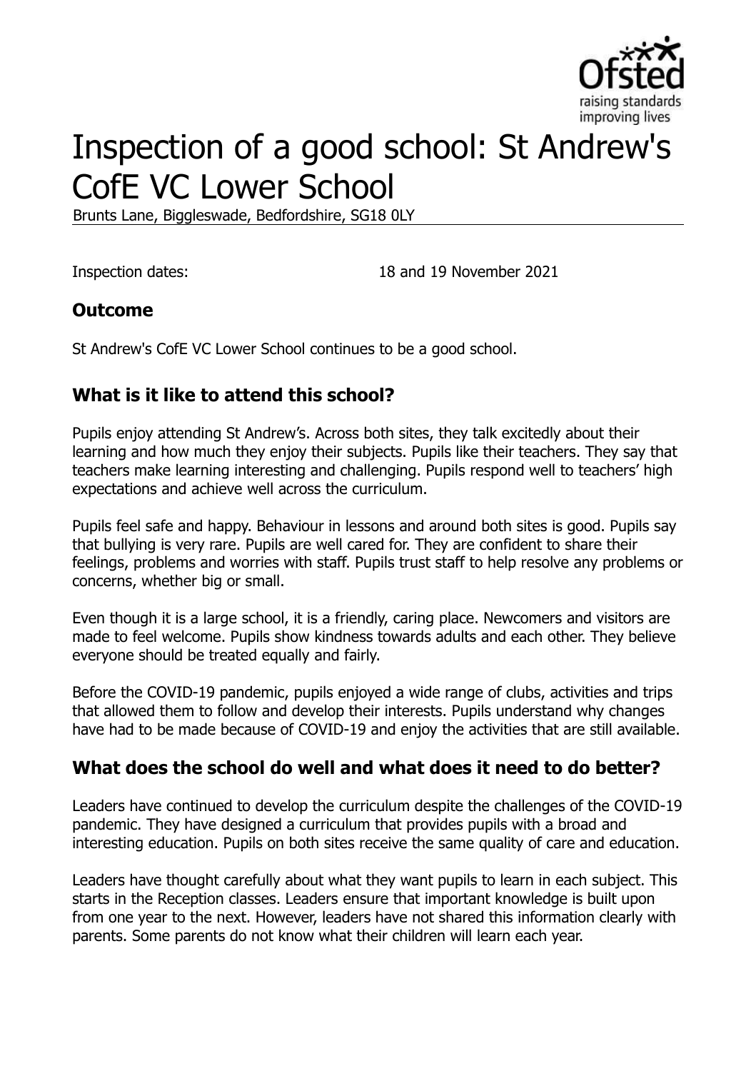# Inspection of a good school: St Andrew's CofE VC Lower School

Brunts Lane, Biggleswade, Bedfordshire, SG18 0LY

Inspection dates: 18 and 19 November 2021

## Outcome

St Andrew's CofE VC Lower School continues to be a good school.

## What is it like to attend this school?

Pupils enjoy attending St Andrew's. Across both sites, they talk excitedly about their learning and how much they enjoy their subjects. Pupils like their teachers. They say that teachers make learning interesting and challenging. Pupils respond well to teachers' high expectations and achieve well across the curriculum.

Pupils feel safe and happy. Behaviour in lessons and around both sites is good. Pupils say that bullying is very rare. Pupils are well cared for. They are confident to share their feelings, problems and worries with staff. Pupils trust staff to help resolve any problems or concerns, whether big or small.

Even though it is a large school, it is a friendly, caring place. Newcomers and visitors are made to feel welcome. Pupils show kindness towards adults and each other. They believe everyone should be treated equally and fairly.

Before the COVID-19 pandemic, pupils enjoyed a wide range of clubs, activities and trips that allowed them to follow and develop their interests. Pupils understand why changes have had to be made because of COVID-19 and enjoy the activities that are still available.

## What does the school do well and what does it need to do better?

Leaders have continued to develop the curriculum despite the challenges of the COVID-19 pandemic. They have designed a curriculum that provides pupils with a broad and interesting education. Pupils on both sites receive the same quality of care and education.

Leaders have thought carefully about what they want pupils to learn in each subject. This starts in the Reception classes. Leaders ensure that important knowledge is built upon from one year to the next. However, leaders have not shared this information clearly with parents. Some parents do not know what their children will learn each year.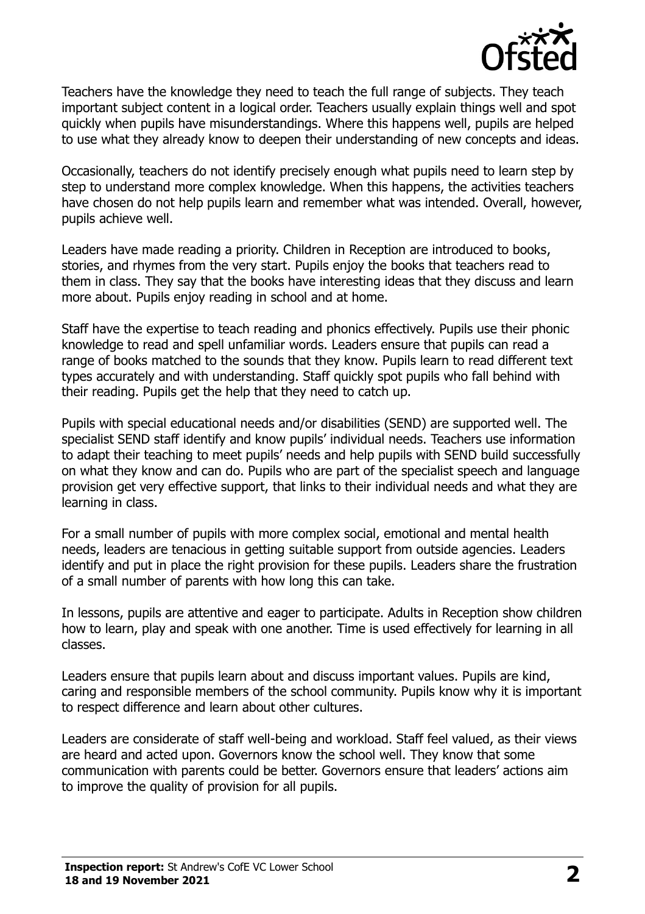Teachers have the knowledge they need to teach the full range of subjects. They teach important subject content in a logical order. Teachers usually explain things well and spot quickly when pupils have misunderstandings. Where this happens well, pupils are helped to use what they already know to deepen their understanding of new concepts and ideas.

Occasionally, teachers do not identify precisely enough what pupils need to learn step by step to understand more complex knowledge. When this happens, the activities teachers have chosen do not help pupils learn and remember what was intended. Overall, however, pupils achieve well.

Leaders have made reading a priority. Children in Reception are introduced to books, stories, and rhymes from the very start. Pupils enjoy the books that teachers read to them in class. They say that the books have interesting ideas that they discuss and learn more about. Pupils enjoy reading in school and at home.

Staff have the expertise to teach reading and phonics effectively. Pupils use their phonic knowledge to read and spell unfamiliar words. Leaders ensure that pupils can read a range of books matched to the sounds that they know. Pupils learn to read different text types accurately and with understanding. Staff quickly spot pupils who fall behind with their reading. Pupils get the help that they need to catch up.

Pupils with special educational needs and/or disabilities (SEND) are supported well. The specialist SEND staff identify and know pupils' individual needs. Teachers use information to adapt their teaching to meet pupils' needs and help pupils with SEND build successfully on what they know and can do. Pupils who are part of the specialist speech and language provision get very effective support, that links to their individual needs and what they are learning in class.

For a small number of pupils with more complex social, emotional and mental health needs, leaders are tenacious in getting suitable support from outside agencies. Leaders identify and put in place the right provision for these pupils. Leaders share the frustration of a small number of parents with how long this can take.

In lessons, pupils are attentive and eager to participate. Adults in Reception show children how to learn, play and speak with one another. Time is used effectively for learning in all classes.

Leaders ensure that pupils learn about and discuss important values. Pupils are kind, caring and responsible members of the school community. Pupils know why it is important to respect difference and learn about other cultures.

Leaders are considerate of staff well-being and workload. Staff feel valued, as their views are heard and acted upon. Governors know the school well. They know that some communication with parents could be better. Governors ensure that leaders' actions aim to improve the quality of provision for all pupils.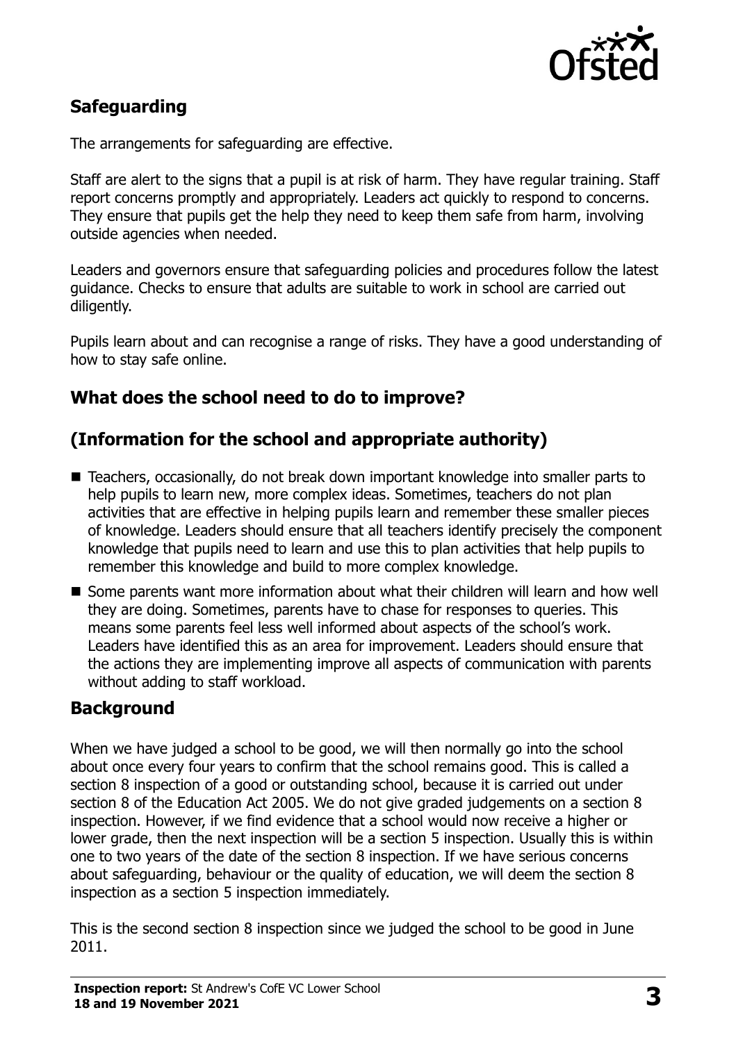## Safeguarding

The arrangements for safeguarding are effective.

Staff are alert to the signs that a pupil is at risk of harm. They have regular training. Staff report concerns promptly and appropriately. Leaders act quickly to respond to concerns. They ensure that pupils get the help they need to keep them safe from harm, involving outside agencies when needed.

Leaders and governors ensure that safeguarding policies and procedures follow the latest guidance. Checks to ensure that adults are suitable to work in school are carried out diligently.

Pupils learn about and can recognise a range of risks. They have a good understanding of how to stay safe online.

## What does the school need to do to improve?

## (Information for the school and appropriate authority)

- Teachers, occasionally, do not break down important knowledge into smaller parts to help pupils to learn new, more complex ideas. Sometimes, teachers do not plan activities that are effective in helping pupils learn and remember these smaller pieces of knowledge. Leaders should ensure that all teachers identify precisely the component knowledge that pupils need to learn and use this to plan activities that help pupils to remember this knowledge and build to more complex knowledge.
- Some parents want more information about what their children will learn and how well they are doing. Sometimes, parents have to chase for responses to queries. This means some parents feel less well informed about aspects of the school's work. Leaders have identified this as an area for improvement. Leaders should ensure that the actions they are implementing improve all aspects of communication with parents without adding to staff workload.

## Background

When we have judged a school to be good, we will then normally go into the school about once every four years to confirm that the school remains good. This is called a section 8 inspection of a good or outstanding school, because it is carried out under section 8 of the Education Act 2005. We do not give graded judgements on a section 8 inspection. However, if we find evidence that a school would now receive a higher or lower grade, then the next inspection will be a section 5 inspection. Usually this is within one to two years of the date of the section 8 inspection. If we have serious concerns about safeguarding, behaviour or the quality of education, we will deem the section 8 inspection as a section 5 inspection immediately.

This is the second section 8 inspection since we judged the school to be good in June 2011.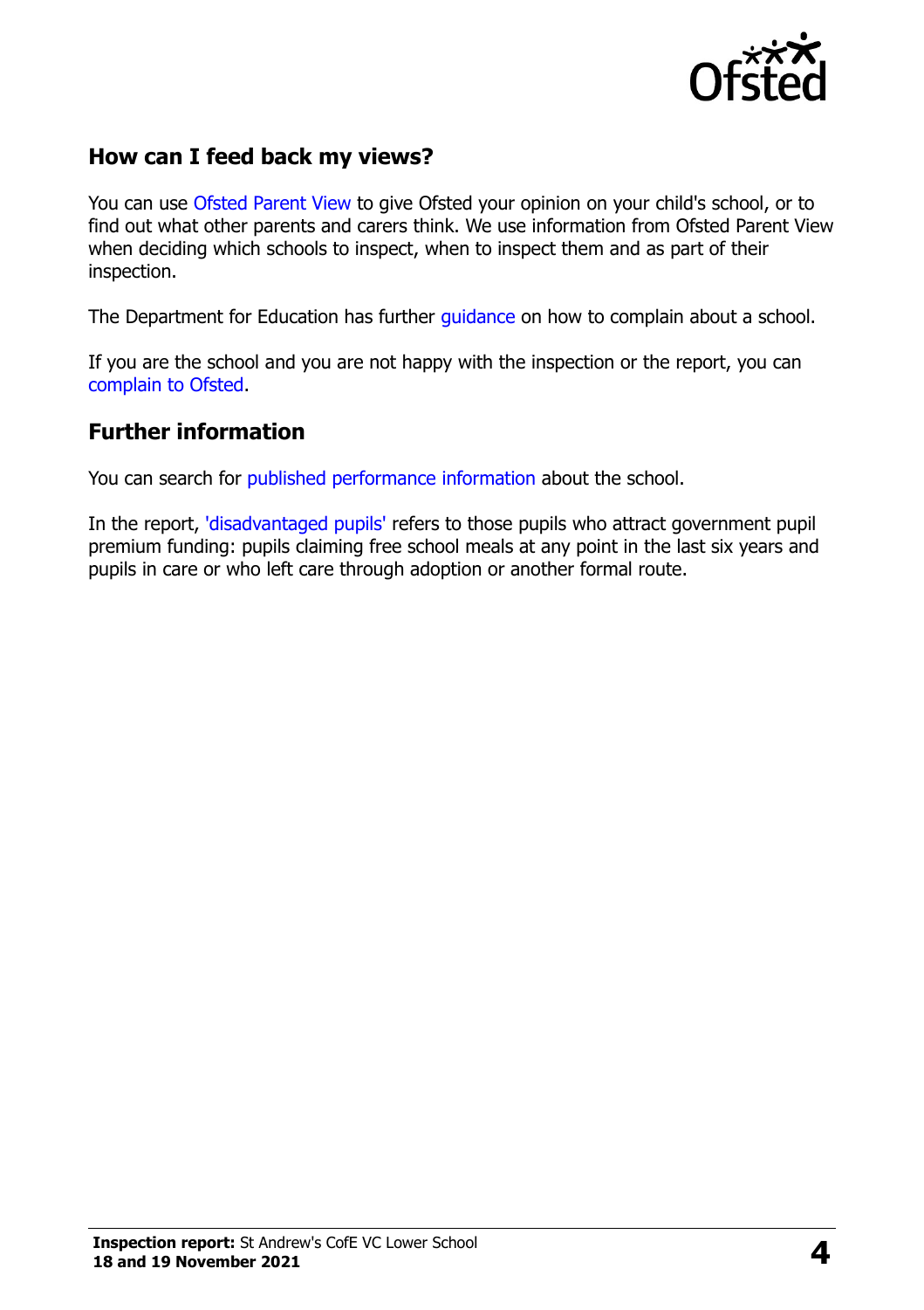## How can I feed back my views?

You can use Ofsted Parent View to give Ofsted your opinion on your child's school, or to find out what other parents and carers think. We use information from Ofsted Parent View when deciding which schools to inspect, when to inspect them and as part of their inspection.

The Department for Education has further guidance on how to complain about a school.

If you are the school and you are not happy with the inspection or the report, you can complain to Ofsted.

## Further information

You can search for published performance information about the school.

In the report, 'disadvantaged pupils' refers to those pupils who attract government pupil premium funding: pupils claiming free school meals at any point in the last six years and pupils in care or who left care through adoption or another formal route.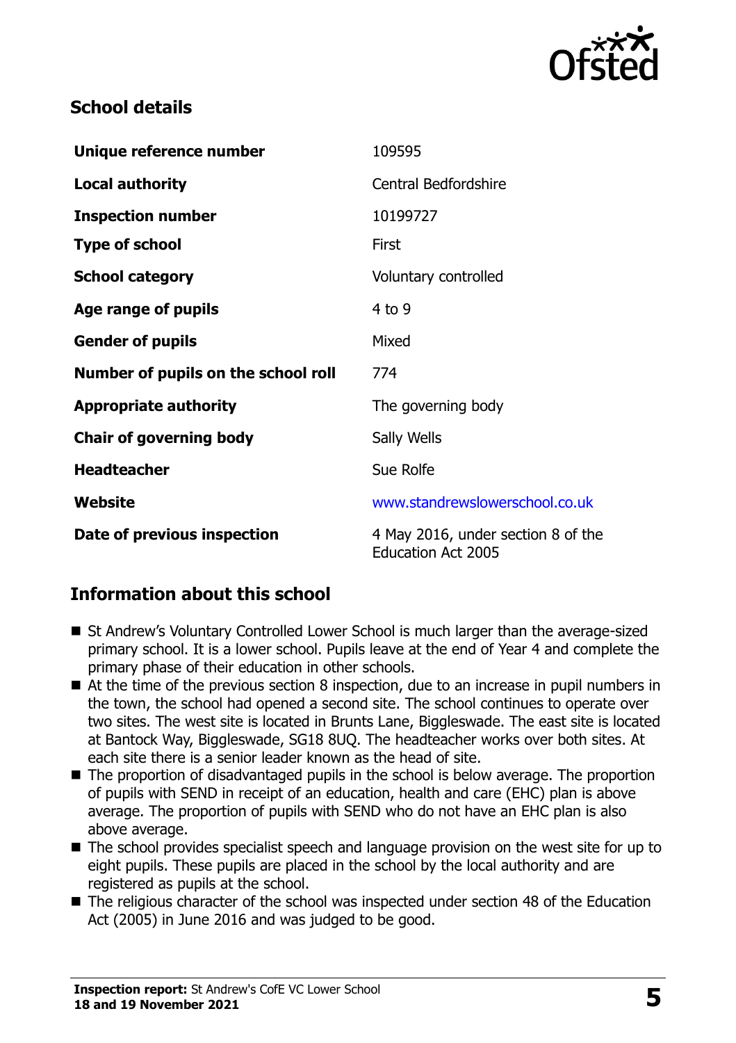## School details

| | |
|---|---|
| **Unique reference number** | 109595 |
| **Local authority** | Central Bedfordshire |
| **Inspection number** | 10199727 |
| **Type of school** | First |
| **School category** | Voluntary controlled |
| **Age range of pupils** | 4 to 9 |
| **Gender of pupils** | Mixed |
| **Number of pupils on the school roll** | 774 |
| **Appropriate authority** | The governing body |
| **Chair of governing body** | Sally Wells |
| **Headteacher** | Sue Rolfe |
| **Website** | www.standrewslowerschool.co.uk |
| **Date of previous inspection** | 4 May 2016, under section 8 of the Education Act 2005 |

## Information about this school

- St Andrew's Voluntary Controlled Lower School is much larger than the average-sized primary school. It is a lower school. Pupils leave at the end of Year 4 and complete the primary phase of their education in other schools.
- At the time of the previous section 8 inspection, due to an increase in pupil numbers in the town, the school had opened a second site. The school continues to operate over two sites. The west site is located in Brunts Lane, Biggleswade. The east site is located at Bantock Way, Biggleswade, SG18 8UQ. The headteacher works over both sites. At each site there is a senior leader known as the head of site.
- The proportion of disadvantaged pupils in the school is below average. The proportion of pupils with SEND in receipt of an education, health and care (EHC) plan is above average. The proportion of pupils with SEND who do not have an EHC plan is also above average.
- The school provides specialist speech and language provision on the west site for up to eight pupils. These pupils are placed in the school by the local authority and are registered as pupils at the school.
- The religious character of the school was inspected under section 48 of the Education Act (2005) in June 2016 and was judged to be good.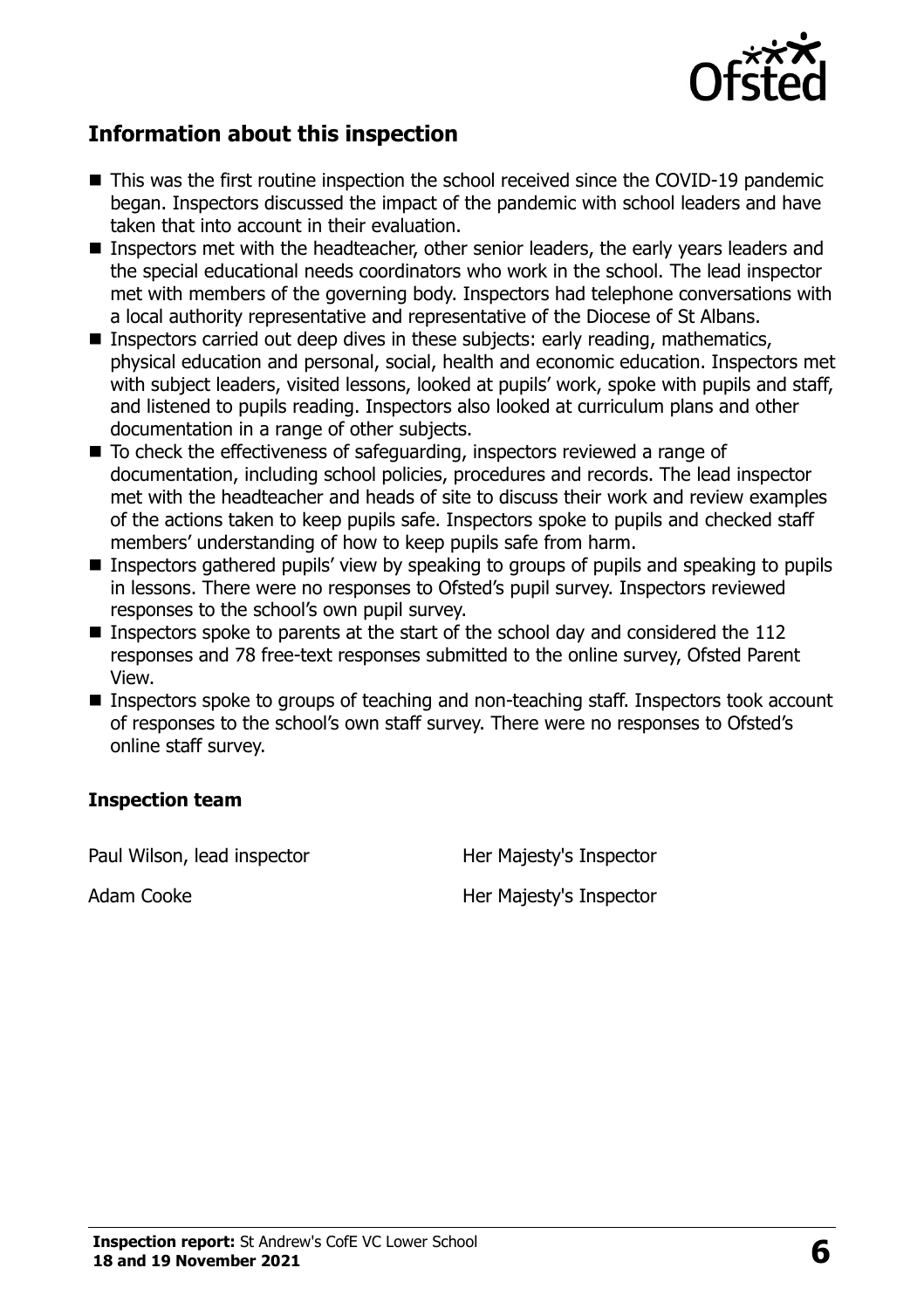## Information about this inspection

- This was the first routine inspection the school received since the COVID-19 pandemic began. Inspectors discussed the impact of the pandemic with school leaders and have taken that into account in their evaluation.
- Inspectors met with the headteacher, other senior leaders, the early years leaders and the special educational needs coordinators who work in the school. The lead inspector met with members of the governing body. Inspectors had telephone conversations with a local authority representative and representative of the Diocese of St Albans.
- Inspectors carried out deep dives in these subjects: early reading, mathematics, physical education and personal, social, health and economic education. Inspectors met with subject leaders, visited lessons, looked at pupils' work, spoke with pupils and staff, and listened to pupils reading. Inspectors also looked at curriculum plans and other documentation in a range of other subjects.
- To check the effectiveness of safeguarding, inspectors reviewed a range of documentation, including school policies, procedures and records. The lead inspector met with the headteacher and heads of site to discuss their work and review examples of the actions taken to keep pupils safe. Inspectors spoke to pupils and checked staff members' understanding of how to keep pupils safe from harm.
- Inspectors gathered pupils' view by speaking to groups of pupils and speaking to pupils in lessons. There were no responses to Ofsted's pupil survey. Inspectors reviewed responses to the school's own pupil survey.
- Inspectors spoke to parents at the start of the school day and considered the 112 responses and 78 free-text responses submitted to the online survey, Ofsted Parent View.
- Inspectors spoke to groups of teaching and non-teaching staff. Inspectors took account of responses to the school's own staff survey. There were no responses to Ofsted's online staff survey.

### Inspection team

| | |
|---|---|
| Paul Wilson, lead inspector | Her Majesty's Inspector |
| Adam Cooke | Her Majesty's Inspector |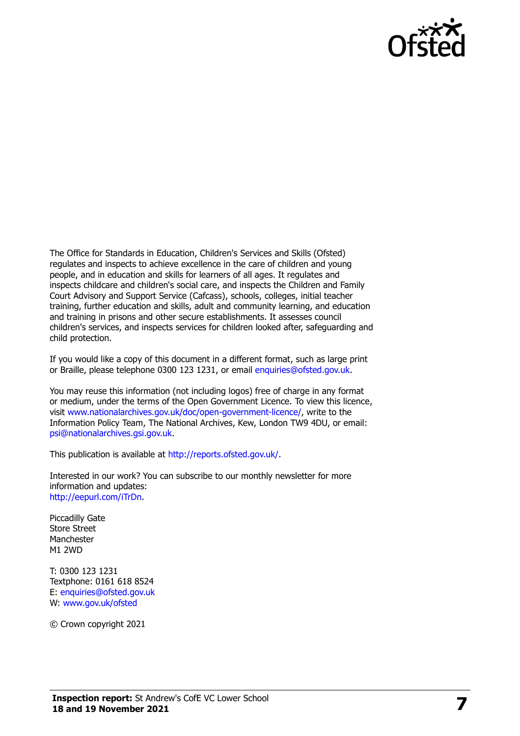The Office for Standards in Education, Children's Services and Skills (Ofsted) regulates and inspects to achieve excellence in the care of children and young people, and in education and skills for learners of all ages. It regulates and inspects childcare and children's social care, and inspects the Children and Family Court Advisory and Support Service (Cafcass), schools, colleges, initial teacher training, further education and skills, adult and community learning, and education and training in prisons and other secure establishments. It assesses council children's services, and inspects services for children looked after, safeguarding and child protection.

If you would like a copy of this document in a different format, such as large print or Braille, please telephone 0300 123 1231, or email enquiries@ofsted.gov.uk.

You may reuse this information (not including logos) free of charge in any format or medium, under the terms of the Open Government Licence. To view this licence, visit www.nationalarchives.gov.uk/doc/open-government-licence/, write to the Information Policy Team, The National Archives, Kew, London TW9 4DU, or email: psi@nationalarchives.gsi.gov.uk.

This publication is available at http://reports.ofsted.gov.uk/.

Interested in our work? You can subscribe to our monthly newsletter for more information and updates:
http://eepurl.com/iTrDn.

Piccadilly Gate
Store Street
Manchester
M1 2WD

T: 0300 123 1231
Textphone: 0161 618 8524
E: enquiries@ofsted.gov.uk
W: www.gov.uk/ofsted

© Crown copyright 2021